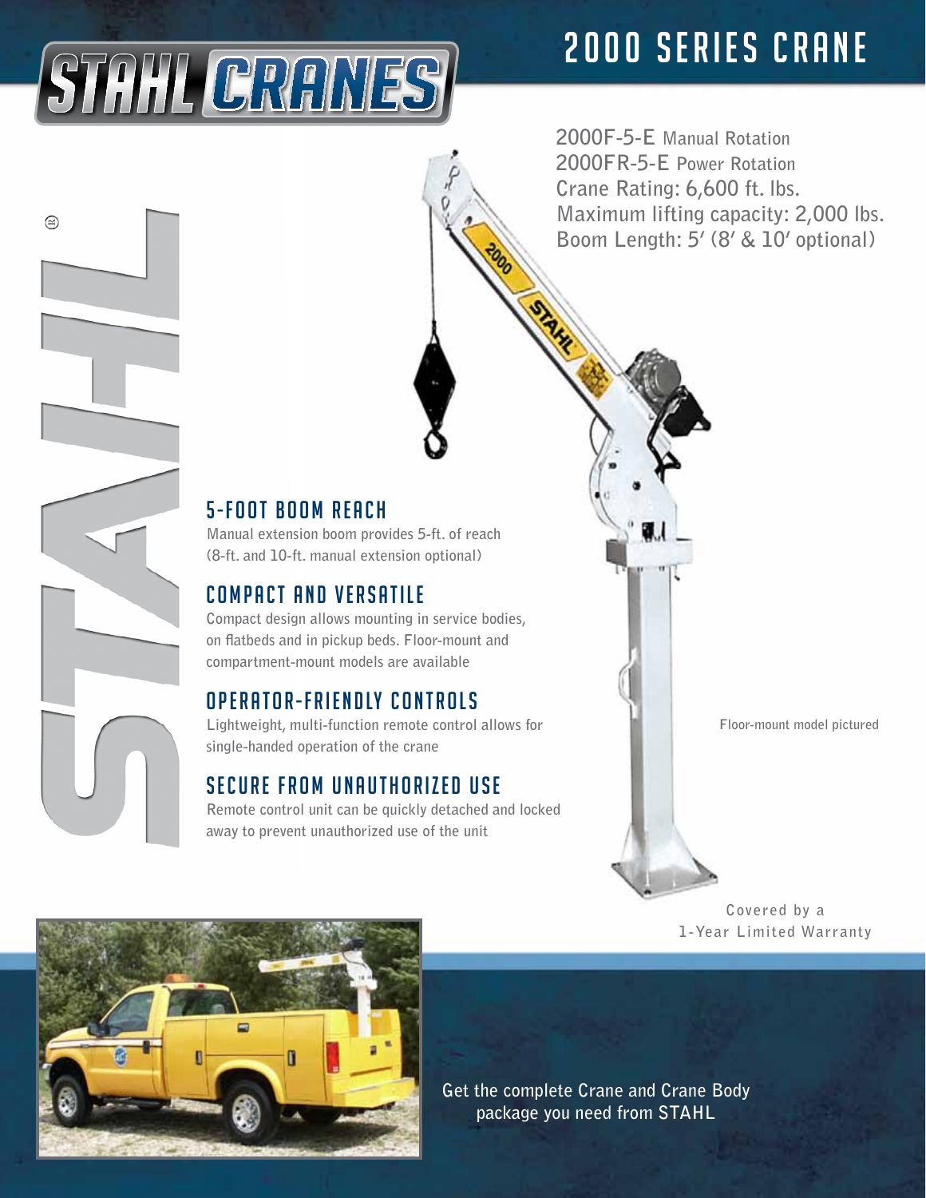# STAHL CRANES

# 2000 SERIES CRANE

2000F-5-E Manual Rotation
2000FR-5-E Power Rotation
Crane Rating: 6,600 ft. lbs.
Maximum lifting capacity: 2,000 lbs.
Boom Length: 5′ (8′ & 10′ optional)

## 5-FOOT BOOM REACH

Manual extension boom provides 5-ft. of reach (8-ft. and 10-ft. manual extension optional)

## COMPACT AND VERSATILE

Compact design allows mounting in service bodies, on flatbeds and in pickup beds. Floor-mount and compartment-mount models are available

## OPERATOR-FRIENDLY CONTROLS

Lightweight, multi-function remote control allows for single-handed operation of the crane

## SECURE FROM UNAUTHORIZED USE

Remote control unit can be quickly detached and locked away to prevent unauthorized use of the unit

Floor-mount model pictured

Covered by a
1-Year Limited Warranty

Get the complete Crane and Crane Body package you need from STAHL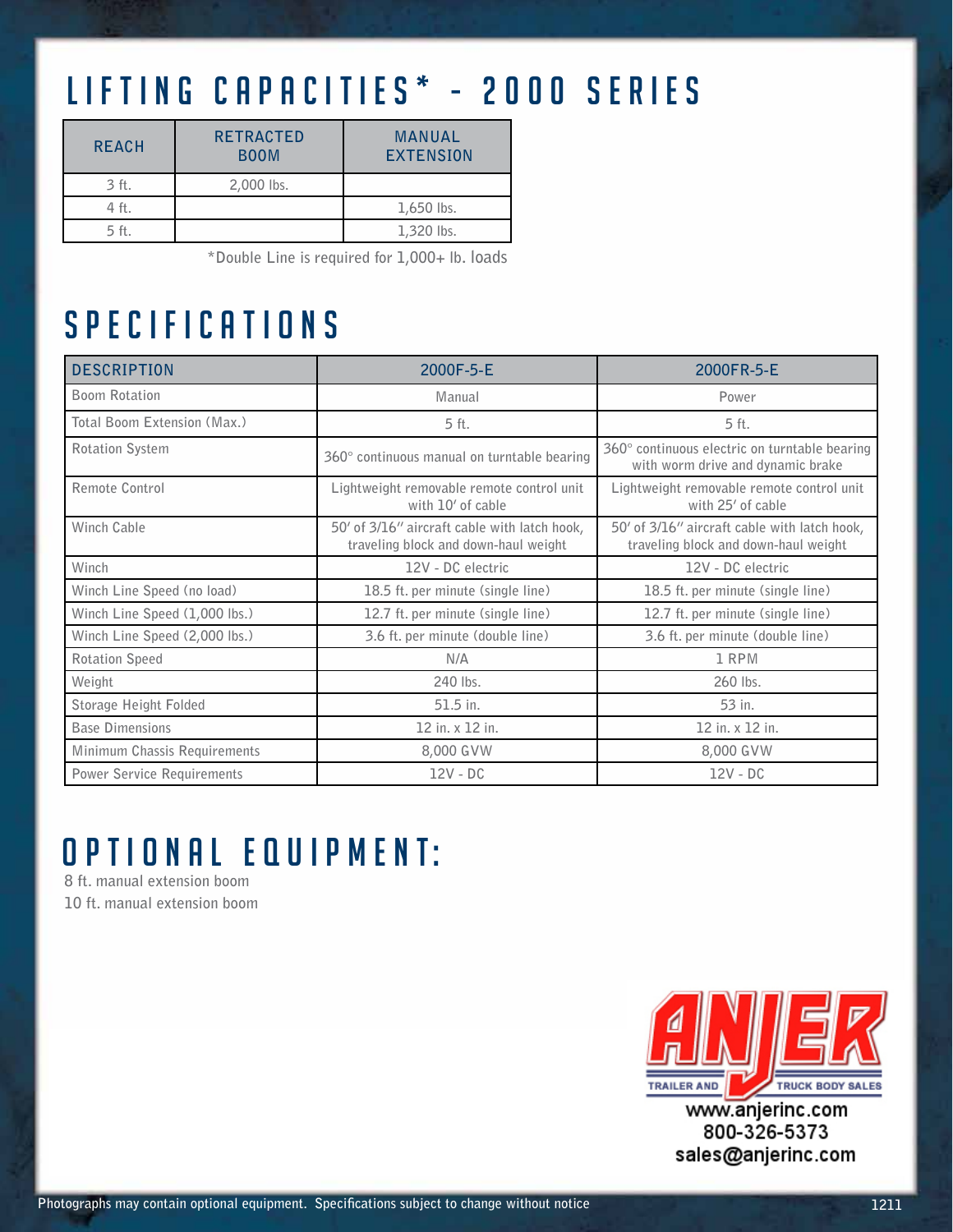# LIFTING CAPACITIES* - 2000 SERIES

| REACH | RETRACTED BOOM | MANUAL EXTENSION |
| --- | --- | --- |
| 3 ft. | 2,000 lbs. | |
| 4 ft. | | 1,650 lbs. |
| 5 ft. | | 1,320 lbs. |

*Double Line is required for 1,000+ lb. loads

# SPECIFICATIONS

| DESCRIPTION | 2000F-5-E | 2000FR-5-E |
| --- | --- | --- |
| Boom Rotation | Manual | Power |
| Total Boom Extension (Max.) | 5 ft. | 5 ft. |
| Rotation System | 360° continuous manual on turntable bearing | 360° continuous electric on turntable bearing with worm drive and dynamic brake |
| Remote Control | Lightweight removable remote control unit with 10′ of cable | Lightweight removable remote control unit with 25′ of cable |
| Winch Cable | 50′ of 3/16″ aircraft cable with latch hook, traveling block and down-haul weight | 50′ of 3/16″ aircraft cable with latch hook, traveling block and down-haul weight |
| Winch | 12V - DC electric | 12V - DC electric |
| Winch Line Speed (no load) | 18.5 ft. per minute (single line) | 18.5 ft. per minute (single line) |
| Winch Line Speed (1,000 lbs.) | 12.7 ft. per minute (single line) | 12.7 ft. per minute (single line) |
| Winch Line Speed (2,000 lbs.) | 3.6 ft. per minute (double line) | 3.6 ft. per minute (double line) |
| Rotation Speed | N/A | 1 RPM |
| Weight | 240 lbs. | 260 lbs. |
| Storage Height Folded | 51.5 in. | 53 in. |
| Base Dimensions | 12 in. x 12 in. | 12 in. x 12 in. |
| Minimum Chassis Requirements | 8,000 GVW | 8,000 GVW |
| Power Service Requirements | 12V - DC | 12V - DC |

# OPTIONAL EQUIPMENT:

8 ft. manual extension boom
10 ft. manual extension boom

ANJER TRAILER AND TRUCK BODY SALES
www.anjerinc.com
800-326-5373
sales@anjerinc.com

Photographs may contain optional equipment. Specifications subject to change without notice